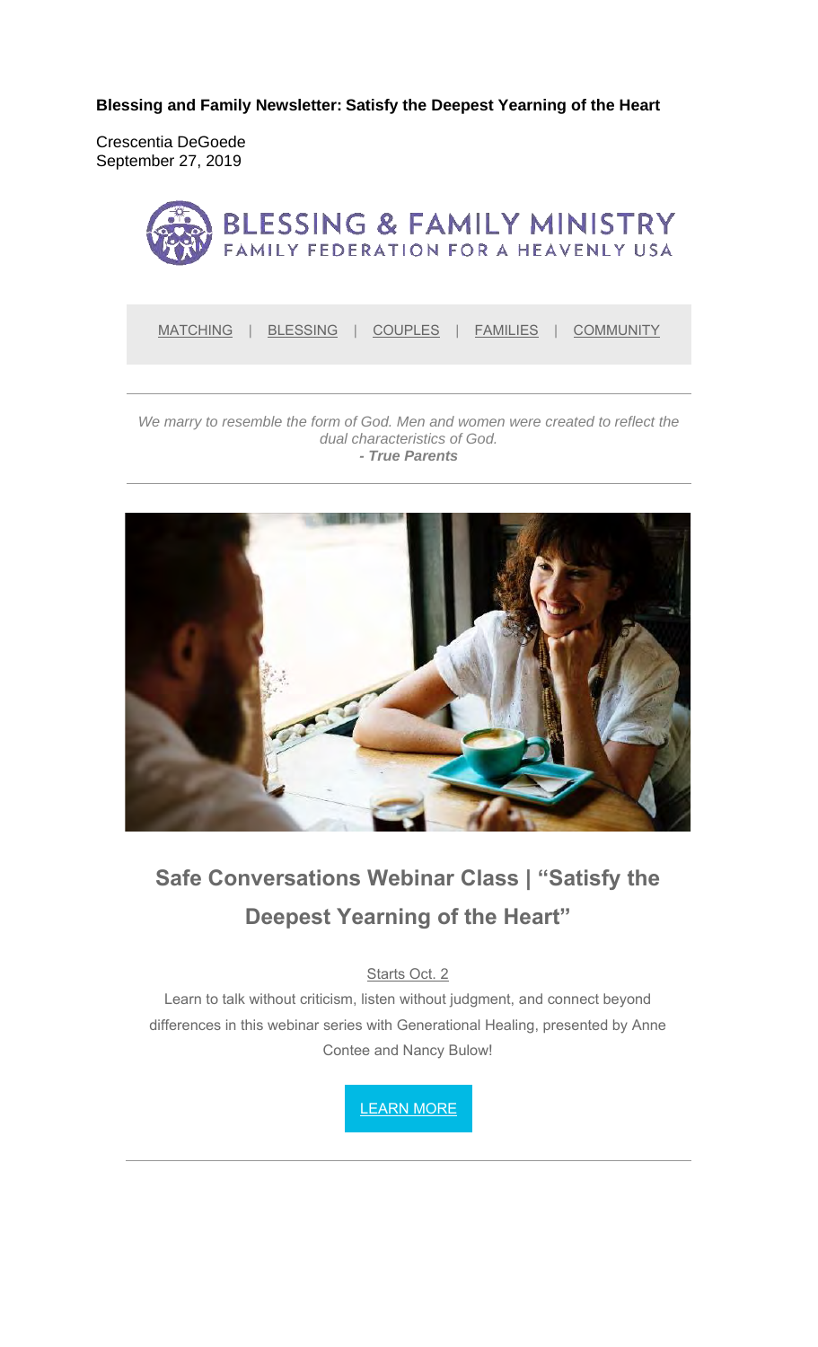**Blessing and Family Newsletter: Satisfy the Deepest Yearning of the Heart**

Crescentia DeGoede
September 27, 2019

BLESSING & FAMILY MINISTRY
FAMILY FEDERATION FOR A HEAVENLY USA

MATCHING | BLESSING | COUPLES | FAMILIES | COMMUNITY

---

*We marry to resemble the form of God. Men and women were created to reflect the dual characteristics of God.*
***- True Parents***

---

## Safe Conversations Webinar Class | "Satisfy the Deepest Yearning of the Heart"

Starts Oct. 2

Learn to talk without criticism, listen without judgment, and connect beyond differences in this webinar series with Generational Healing, presented by Anne Contee and Nancy Bulow!

LEARN MORE

---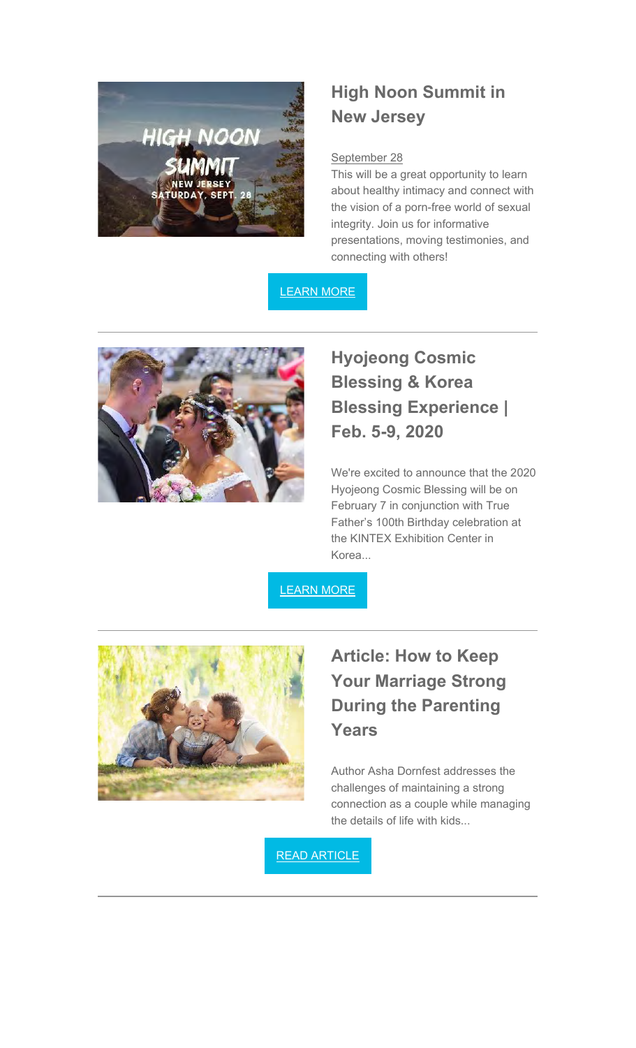## High Noon Summit in New Jersey

September 28

This will be a great opportunity to learn about healthy intimacy and connect with the vision of a porn-free world of sexual integrity. Join us for informative presentations, moving testimonies, and connecting with others!

LEARN MORE

---

## Hyojeong Cosmic Blessing & Korea Blessing Experience | Feb. 5-9, 2020

We're excited to announce that the 2020 Hyojeong Cosmic Blessing will be on February 7 in conjunction with True Father's 100th Birthday celebration at the KINTEX Exhibition Center in Korea...

LEARN MORE

---

## Article: How to Keep Your Marriage Strong During the Parenting Years

Author Asha Dornfest addresses the challenges of maintaining a strong connection as a couple while managing the details of life with kids...

READ ARTICLE

---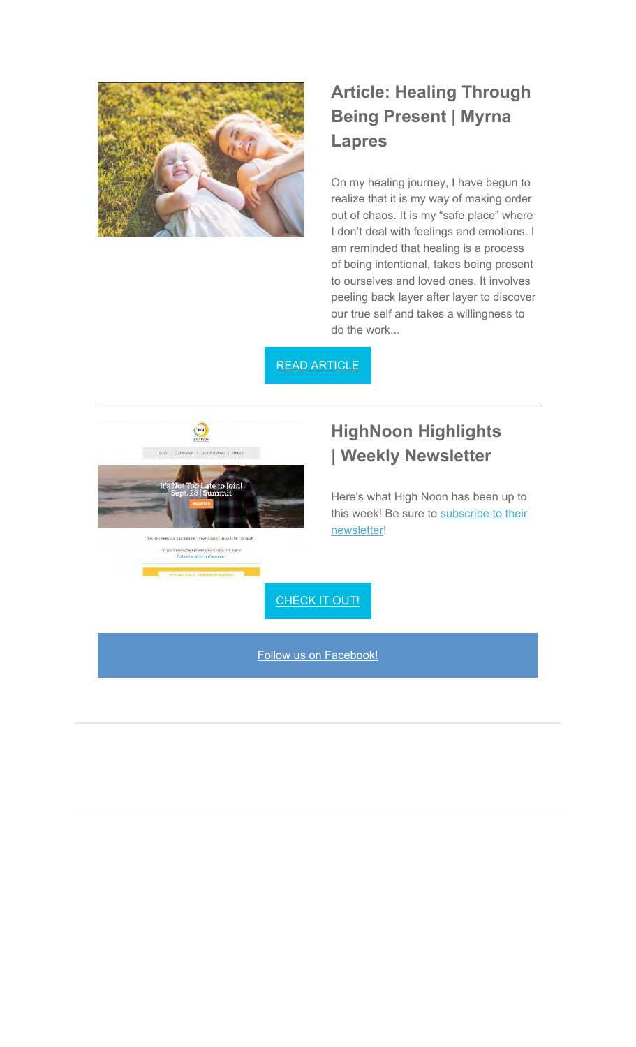## Article: Healing Through Being Present | Myrna Lapres

On my healing journey, I have begun to realize that it is my way of making order out of chaos. It is my "safe place" where I don't deal with feelings and emotions. I am reminded that healing is a process of being intentional, takes being present to ourselves and loved ones. It involves peeling back layer after layer to discover our true self and takes a willingness to do the work...

READ ARTICLE

---

## HighNoon Highlights | Weekly Newsletter

Here's what High Noon has been up to this week! Be sure to subscribe to their newsletter!

CHECK IT OUT!

Follow us on Facebook!